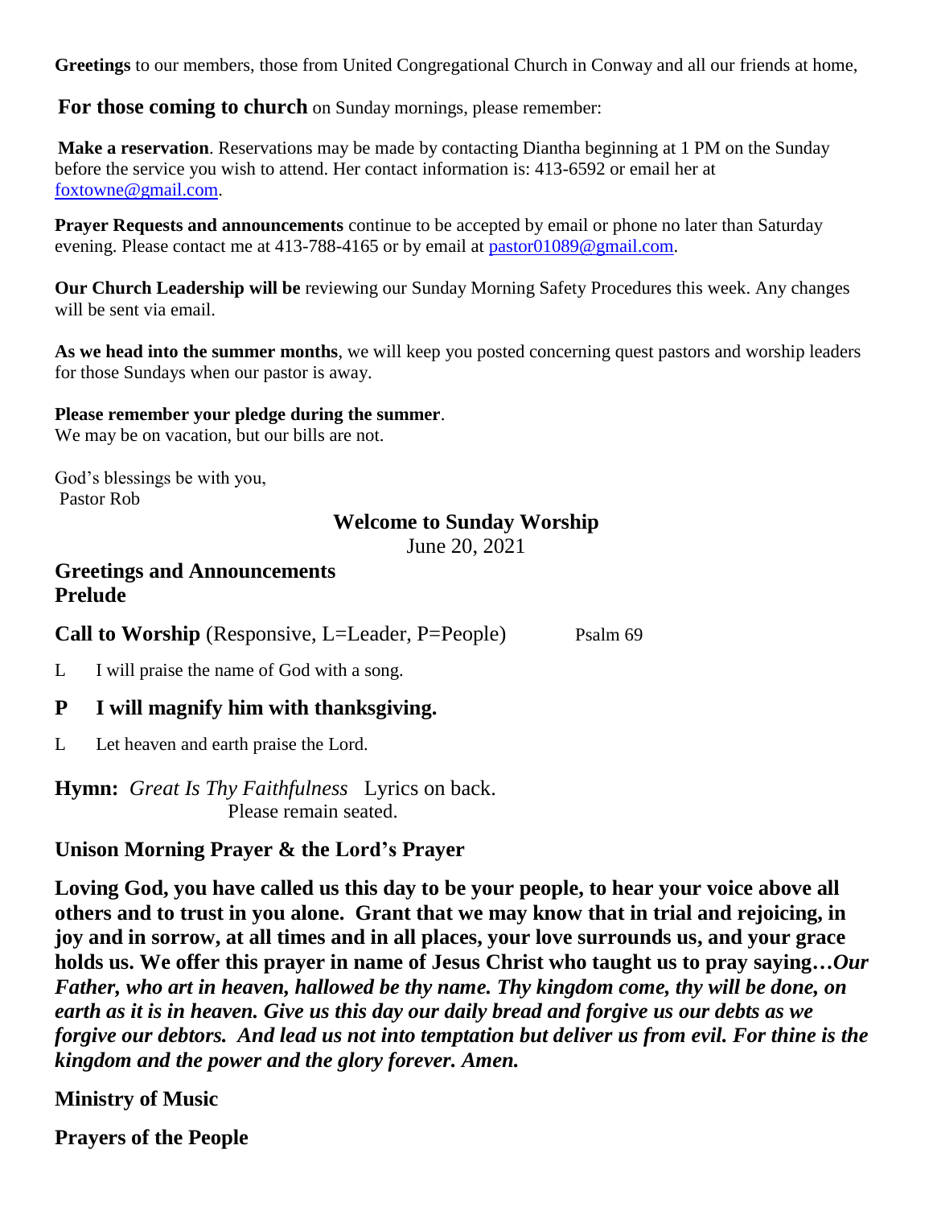**Greetings** to our members, those from United Congregational Church in Conway and all our friends at home,

**For those coming to church** on Sunday mornings, please remember:

**Make a reservation**. Reservations may be made by contacting Diantha beginning at 1 PM on the Sunday before the service you wish to attend. Her contact information is: 413-6592 or email her at foxtowne@gmail.com.

**Prayer Requests and announcements** continue to be accepted by email or phone no later than Saturday evening. Please contact me at 413-788-4165 or by email at pastor01089@gmail.com.

**Our Church Leadership will be** reviewing our Sunday Morning Safety Procedures this week. Any changes will be sent via email.

**As we head into the summer months**, we will keep you posted concerning quest pastors and worship leaders for those Sundays when our pastor is away.

**Please remember your pledge during the summer**.
We may be on vacation, but our bills are not.

God's blessings be with you,
Pastor Rob

## Welcome to Sunday Worship

June 20, 2021

**Greetings and Announcements**
**Prelude**

**Call to Worship** (Responsive, L=Leader, P=People) Psalm 69

L I will praise the name of God with a song.

**P I will magnify him with thanksgiving.**

L Let heaven and earth praise the Lord.

**Hymn:** *Great Is Thy Faithfulness* Lyrics on back.
Please remain seated.

**Unison Morning Prayer & the Lord's Prayer**

**Loving God, you have called us this day to be your people, to hear your voice above all others and to trust in you alone. Grant that we may know that in trial and rejoicing, in joy and in sorrow, at all times and in all places, your love surrounds us, and your grace holds us. We offer this prayer in name of Jesus Christ who taught us to pray saying…*Our Father, who art in heaven, hallowed be thy name. Thy kingdom come, thy will be done, on earth as it is in heaven. Give us this day our daily bread and forgive us our debts as we forgive our debtors. And lead us not into temptation but deliver us from evil. For thine is the kingdom and the power and the glory forever. Amen.***

**Ministry of Music**

**Prayers of the People**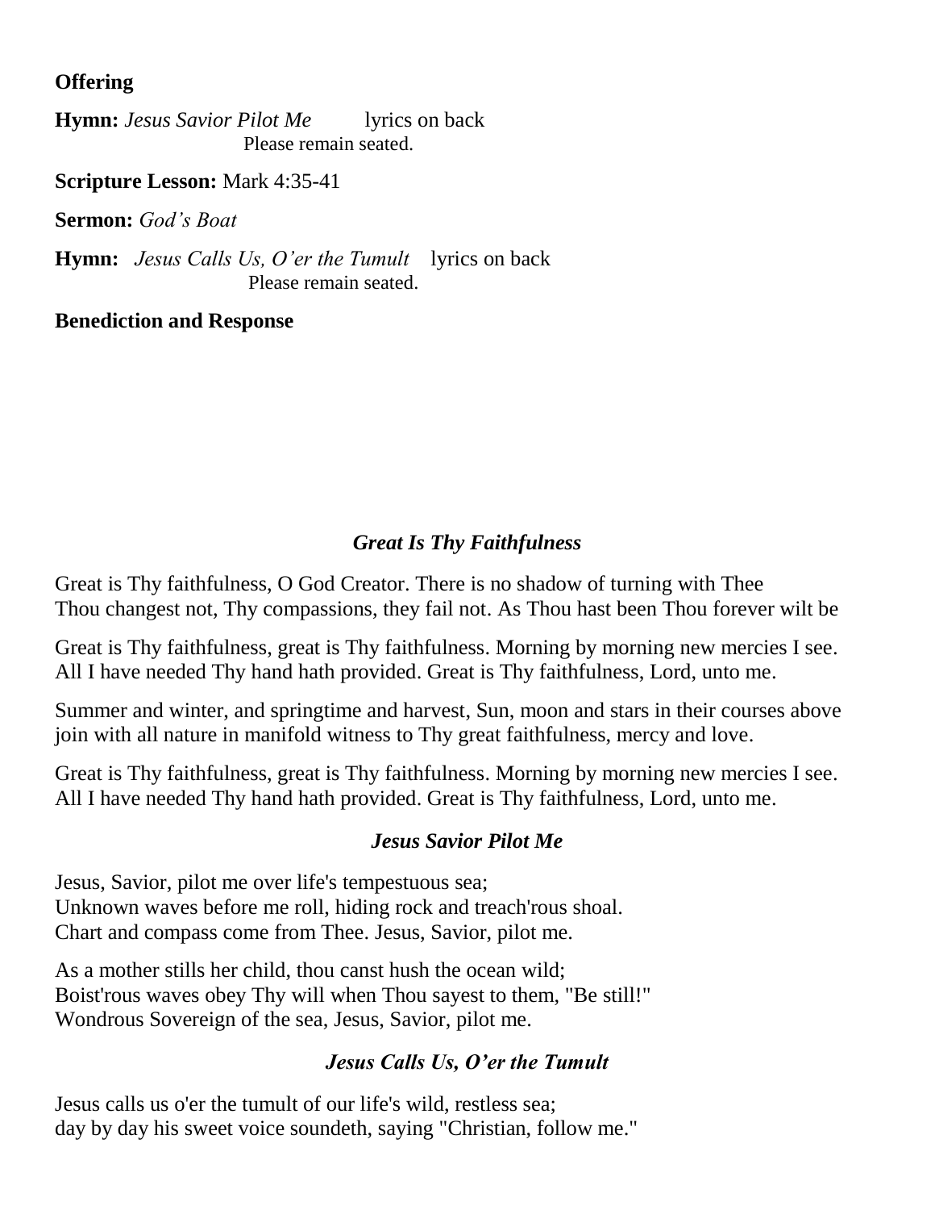**Offering**

**Hymn:** *Jesus Savior Pilot Me* lyrics on back
Please remain seated.

**Scripture Lesson:** Mark 4:35-41

**Sermon:** *God's Boat*

**Hymn:** *Jesus Calls Us, O'er the Tumult* lyrics on back
Please remain seated.

**Benediction and Response**

### *Great Is Thy Faithfulness*

Great is Thy faithfulness, O God Creator. There is no shadow of turning with Thee
Thou changest not, Thy compassions, they fail not. As Thou hast been Thou forever wilt be

Great is Thy faithfulness, great is Thy faithfulness. Morning by morning new mercies I see.
All I have needed Thy hand hath provided. Great is Thy faithfulness, Lord, unto me.

Summer and winter, and springtime and harvest, Sun, moon and stars in their courses above
join with all nature in manifold witness to Thy great faithfulness, mercy and love.

Great is Thy faithfulness, great is Thy faithfulness. Morning by morning new mercies I see.
All I have needed Thy hand hath provided. Great is Thy faithfulness, Lord, unto me.

### *Jesus Savior Pilot Me*

Jesus, Savior, pilot me over life's tempestuous sea;
Unknown waves before me roll, hiding rock and treach'rous shoal.
Chart and compass come from Thee. Jesus, Savior, pilot me.

As a mother stills her child, thou canst hush the ocean wild;
Boist'rous waves obey Thy will when Thou sayest to them, "Be still!"
Wondrous Sovereign of the sea, Jesus, Savior, pilot me.

### *Jesus Calls Us, O'er the Tumult*

Jesus calls us o'er the tumult of our life's wild, restless sea;
day by day his sweet voice soundeth, saying "Christian, follow me."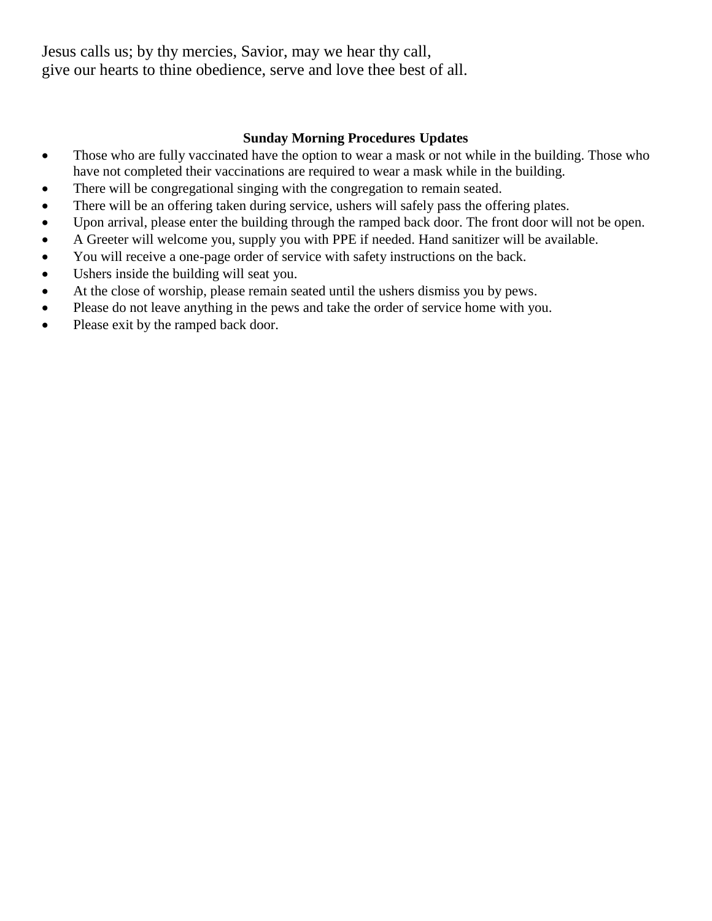Jesus calls us; by thy mercies, Savior, may we hear thy call,
give our hearts to thine obedience, serve and love thee best of all.

**Sunday Morning Procedures Updates**

- Those who are fully vaccinated have the option to wear a mask or not while in the building. Those who have not completed their vaccinations are required to wear a mask while in the building.
- There will be congregational singing with the congregation to remain seated.
- There will be an offering taken during service, ushers will safely pass the offering plates.
- Upon arrival, please enter the building through the ramped back door. The front door will not be open.
- A Greeter will welcome you, supply you with PPE if needed. Hand sanitizer will be available.
- You will receive a one-page order of service with safety instructions on the back.
- Ushers inside the building will seat you.
- At the close of worship, please remain seated until the ushers dismiss you by pews.
- Please do not leave anything in the pews and take the order of service home with you.
- Please exit by the ramped back door.